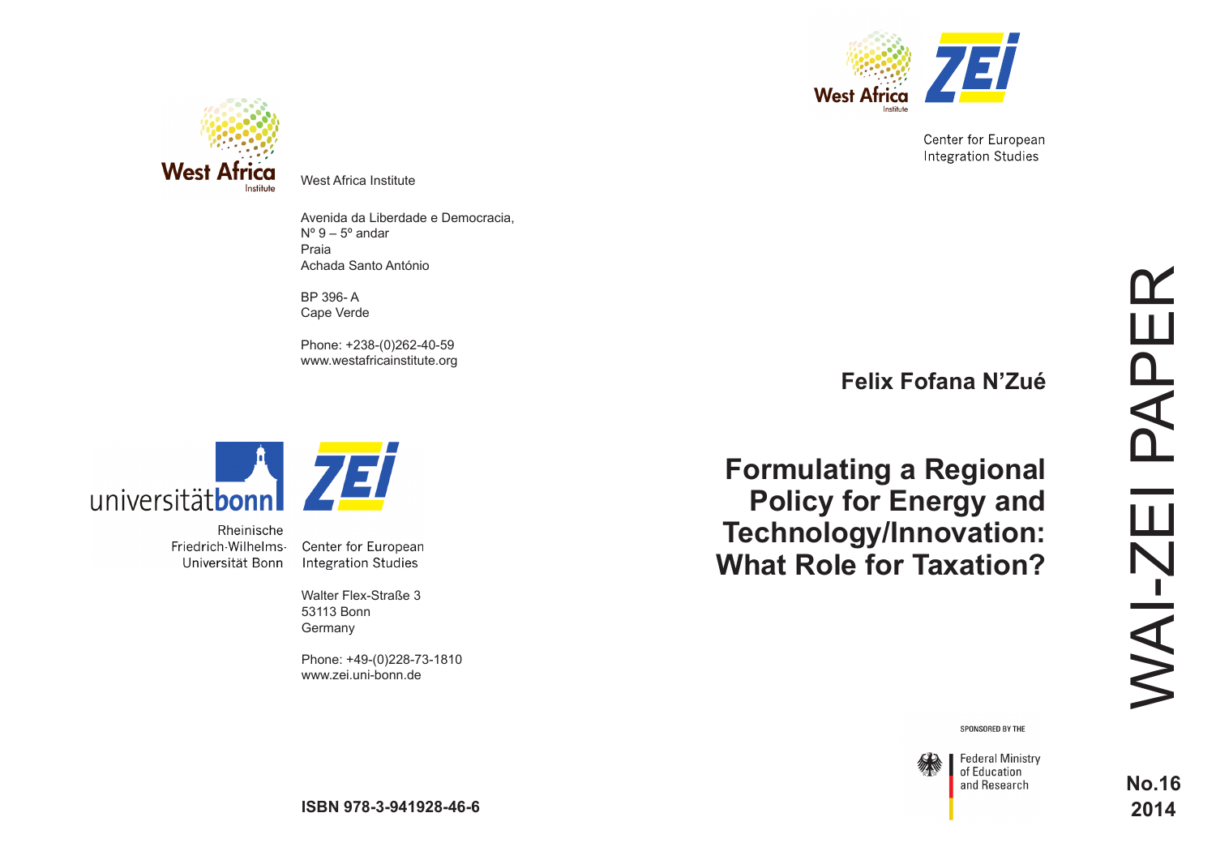Center for European Integration Studies

# WAI-ZEI PAPER

**Felix Fofana N'Zué**

# Formulating a Regional Policy for Energy and Technology/Innovation: What Role for Taxation?

**No.16**
**2014**

West Africa Institute

Avenida da Liberdade e Democracia,
Nº 9 – 5º andar
Praia
Achada Santo António

BP 396- A
Cape Verde

Phone: +238-(0)262-40-59
www.westafricainstitute.org

Rheinische Friedrich-Wilhelms-Universität Bonn

Center for European Integration Studies

Walter Flex-Straße 3
53113 Bonn
Germany

Phone: +49-(0)228-73-1810
www.zei.uni-bonn.de

SPONSORED BY THE
Federal Ministry of Education and Research

**ISBN 978-3-941928-46-6**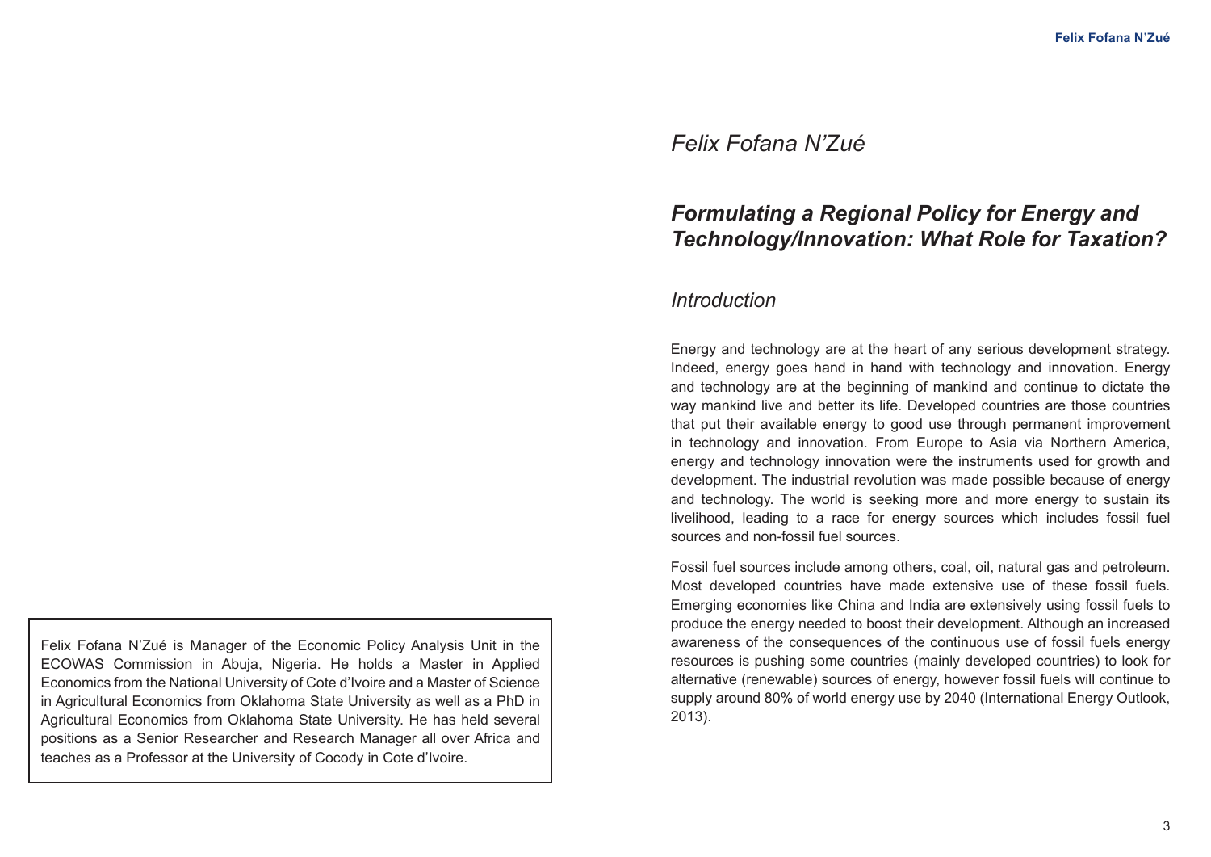# Felix Fofana N'Zué

## Formulating a Regional Policy for Energy and Technology/Innovation: What Role for Taxation?

Felix Fofana N'Zué is Manager of the Economic Policy Analysis Unit in the ECOWAS Commission in Abuja, Nigeria. He holds a Master in Applied Economics from the National University of Cote d'Ivoire and a Master of Science in Agricultural Economics from Oklahoma State University as well as a PhD in Agricultural Economics from Oklahoma State University. He has held several positions as a Senior Researcher and Research Manager all over Africa and teaches as a Professor at the University of Cocody in Cote d'Ivoire.

### Introduction

Energy and technology are at the heart of any serious development strategy. Indeed, energy goes hand in hand with technology and innovation. Energy and technology are at the beginning of mankind and continue to dictate the way mankind live and better its life. Developed countries are those countries that put their available energy to good use through permanent improvement in technology and innovation. From Europe to Asia via Northern America, energy and technology innovation were the instruments used for growth and development. The industrial revolution was made possible because of energy and technology. The world is seeking more and more energy to sustain its livelihood, leading to a race for energy sources which includes fossil fuel sources and non-fossil fuel sources.

Fossil fuel sources include among others, coal, oil, natural gas and petroleum. Most developed countries have made extensive use of these fossil fuels. Emerging economies like China and India are extensively using fossil fuels to produce the energy needed to boost their development. Although an increased awareness of the consequences of the continuous use of fossil fuels energy resources is pushing some countries (mainly developed countries) to look for alternative (renewable) sources of energy, however fossil fuels will continue to supply around 80% of world energy use by 2040 (International Energy Outlook, 2013).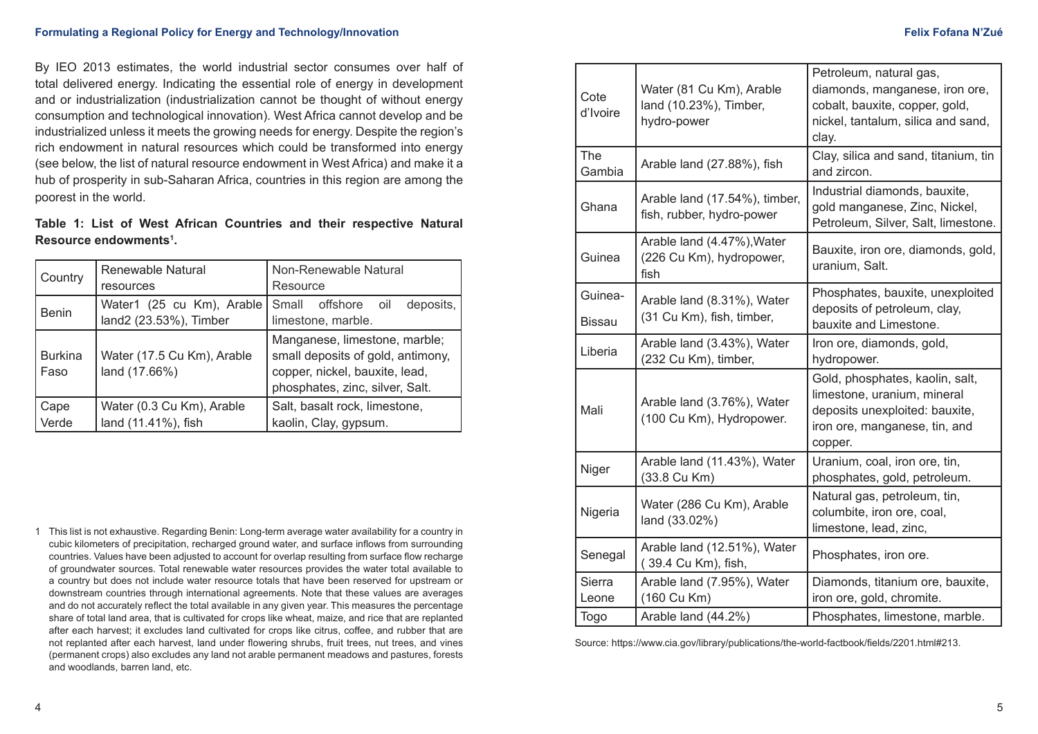By IEO 2013 estimates, the world industrial sector consumes over half of total delivered energy. Indicating the essential role of energy in development and or industrialization (industrialization cannot be thought of without energy consumption and technological innovation). West Africa cannot develop and be industrialized unless it meets the growing needs for energy. Despite the region's rich endowment in natural resources which could be transformed into energy (see below, the list of natural resource endowment in West Africa) and make it a hub of prosperity in sub-Saharan Africa, countries in this region are among the poorest in the world.

**Table 1: List of West African Countries and their respective Natural Resource endowments[1].**

| Country | Renewable Natural resources | Non-Renewable Natural Resource |
|---|---|---|
| Benin | Water1 (25 cu Km), Arable land2 (23.53%), Timber | Small offshore oil deposits, limestone, marble. |
| Burkina Faso | Water (17.5 Cu Km), Arable land (17.66%) | Manganese, limestone, marble; small deposits of gold, antimony, copper, nickel, bauxite, lead, phosphates, zinc, silver, Salt. |
| Cape Verde | Water (0.3 Cu Km), Arable land (11.41%), fish | Salt, basalt rock, limestone, kaolin, Clay, gypsum. |
| Cote d'Ivoire | Water (81 Cu Km), Arable land (10.23%), Timber, hydro-power | Petroleum, natural gas, diamonds, manganese, iron ore, cobalt, bauxite, copper, gold, nickel, tantalum, silica and sand, clay. |
| The Gambia | Arable land (27.88%), fish | Clay, silica and sand, titanium, tin and zircon. |
| Ghana | Arable land (17.54%), timber, fish, rubber, hydro-power | Industrial diamonds, bauxite, gold manganese, Zinc, Nickel, Petroleum, Silver, Salt, limestone. |
| Guinea | Arable land (4.47%),Water (226 Cu Km), hydropower, fish | Bauxite, iron ore, diamonds, gold, uranium, Salt. |
| Guinea-Bissau | Arable land (8.31%), Water (31 Cu Km), fish, timber, | Phosphates, bauxite, unexploited deposits of petroleum, clay, bauxite and Limestone. |
| Liberia | Arable land (3.43%), Water (232 Cu Km), timber, | Iron ore, diamonds, gold, hydropower. |
| Mali | Arable land (3.76%), Water (100 Cu Km), Hydropower. | Gold, phosphates, kaolin, salt, limestone, uranium, mineral deposits unexploited: bauxite, iron ore, manganese, tin, and copper. |
| Niger | Arable land (11.43%), Water (33.8 Cu Km) | Uranium, coal, iron ore, tin, phosphates, gold, petroleum. |
| Nigeria | Water (286 Cu Km), Arable land (33.02%) | Natural gas, petroleum, tin, columbite, iron ore, coal, limestone, lead, zinc, |
| Senegal | Arable land (12.51%), Water ( 39.4 Cu Km), fish, | Phosphates, iron ore. |
| Sierra Leone | Arable land (7.95%), Water (160 Cu Km) | Diamonds, titanium ore, bauxite, iron ore, gold, chromite. |
| Togo | Arable land (44.2%) | Phosphates, limestone, marble. |

Source: https://www.cia.gov/library/publications/the-world-factbook/fields/2201.html#213.

1 This list is not exhaustive. Regarding Benin: Long-term average water availability for a country in cubic kilometers of precipitation, recharged ground water, and surface inflows from surrounding countries. Values have been adjusted to account for overlap resulting from surface flow recharge of groundwater sources. Total renewable water resources provides the water total available to a country but does not include water resource totals that have been reserved for upstream or downstream countries through international agreements. Note that these values are averages and do not accurately reflect the total available in any given year. This measures the percentage share of total land area, that is cultivated for crops like wheat, maize, and rice that are replanted after each harvest; it excludes land cultivated for crops like citrus, coffee, and rubber that are not replanted after each harvest, land under flowering shrubs, fruit trees, nut trees, and vines (permanent crops) also excludes any land not arable permanent meadows and pastures, forests and woodlands, barren land, etc.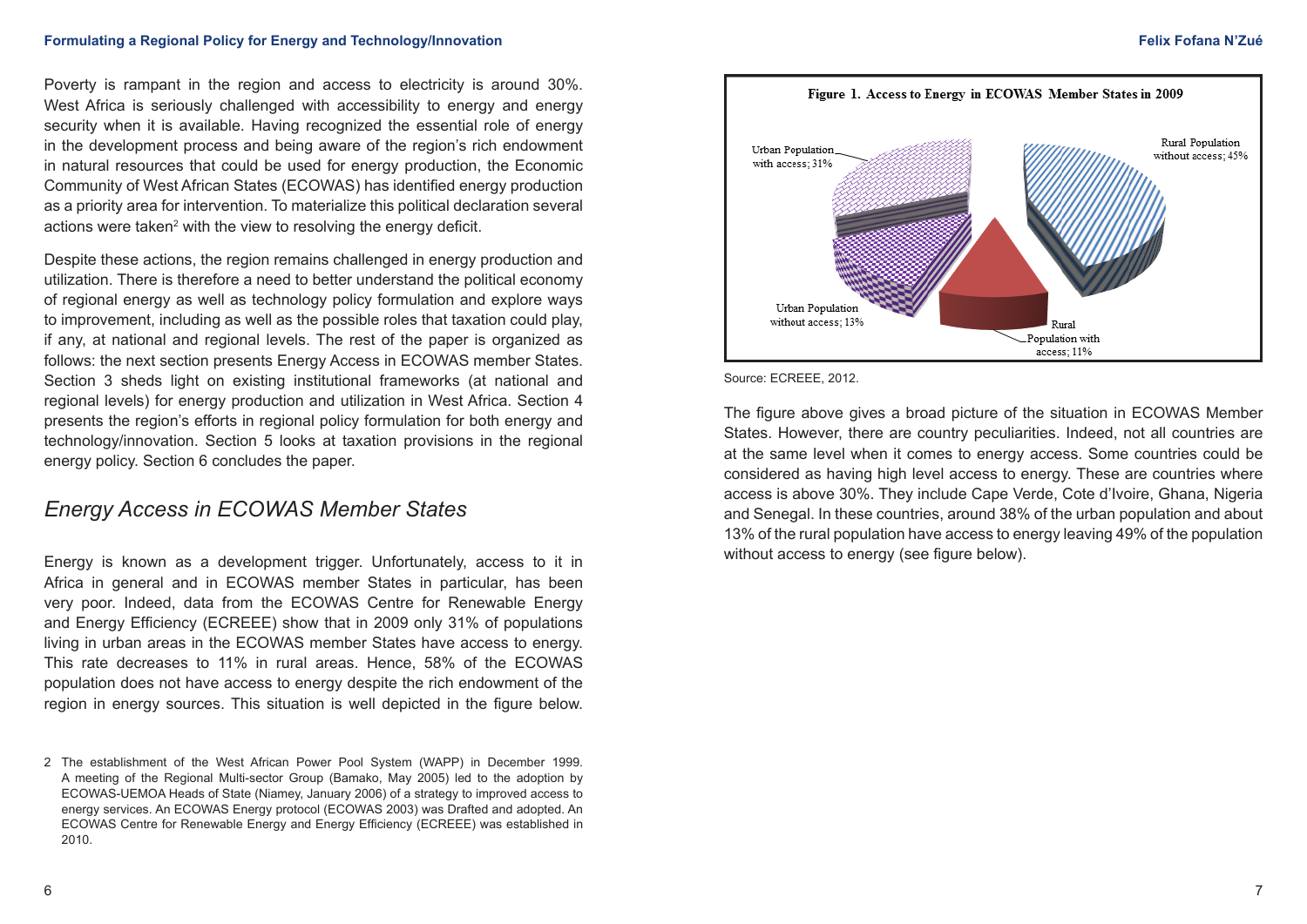Poverty is rampant in the region and access to electricity is around 30%. West Africa is seriously challenged with accessibility to energy and energy security when it is available. Having recognized the essential role of energy in the development process and being aware of the region's rich endowment in natural resources that could be used for energy production, the Economic Community of West African States (ECOWAS) has identified energy production as a priority area for intervention. To materialize this political declaration several actions were taken[2] with the view to resolving the energy deficit.

Despite these actions, the region remains challenged in energy production and utilization. There is therefore a need to better understand the political economy of regional energy as well as technology policy formulation and explore ways to improvement, including as well as the possible roles that taxation could play, if any, at national and regional levels. The rest of the paper is organized as follows: the next section presents Energy Access in ECOWAS member States. Section 3 sheds light on existing institutional frameworks (at national and regional levels) for energy production and utilization in West Africa. Section 4 presents the region's efforts in regional policy formulation for both energy and technology/innovation. Section 5 looks at taxation provisions in the regional energy policy. Section 6 concludes the paper.

## *Energy Access in ECOWAS Member States*

Energy is known as a development trigger. Unfortunately, access to it in Africa in general and in ECOWAS member States in particular, has been very poor. Indeed, data from the ECOWAS Centre for Renewable Energy and Energy Efficiency (ECREEE) show that in 2009 only 31% of populations living in urban areas in the ECOWAS member States have access to energy. This rate decreases to 11% in rural areas. Hence, 58% of the ECOWAS population does not have access to energy despite the rich endowment of the region in energy sources. This situation is well depicted in the figure below.

**Figure 1. Access to Energy in ECOWAS Member States in 2009**

Urban Population with access; 31%
Rural Population without access; 45%
Urban Population without access; 13%
Rural Population with access; 11%

Source: ECREEE, 2012.

The figure above gives a broad picture of the situation in ECOWAS Member States. However, there are country peculiarities. Indeed, not all countries are at the same level when it comes to energy access. Some countries could be considered as having high level access to energy. These are countries where access is above 30%. They include Cape Verde, Cote d'Ivoire, Ghana, Nigeria and Senegal. In these countries, around 38% of the urban population and about 13% of the rural population have access to energy leaving 49% of the population without access to energy (see figure below).

---

[2] The establishment of the West African Power Pool System (WAPP) in December 1999. A meeting of the Regional Multi-sector Group (Bamako, May 2005) led to the adoption by ECOWAS-UEMOA Heads of State (Niamey, January 2006) of a strategy to improved access to energy services. An ECOWAS Energy protocol (ECOWAS 2003) was Drafted and adopted. An ECOWAS Centre for Renewable Energy and Energy Efficiency (ECREEE) was established in 2010.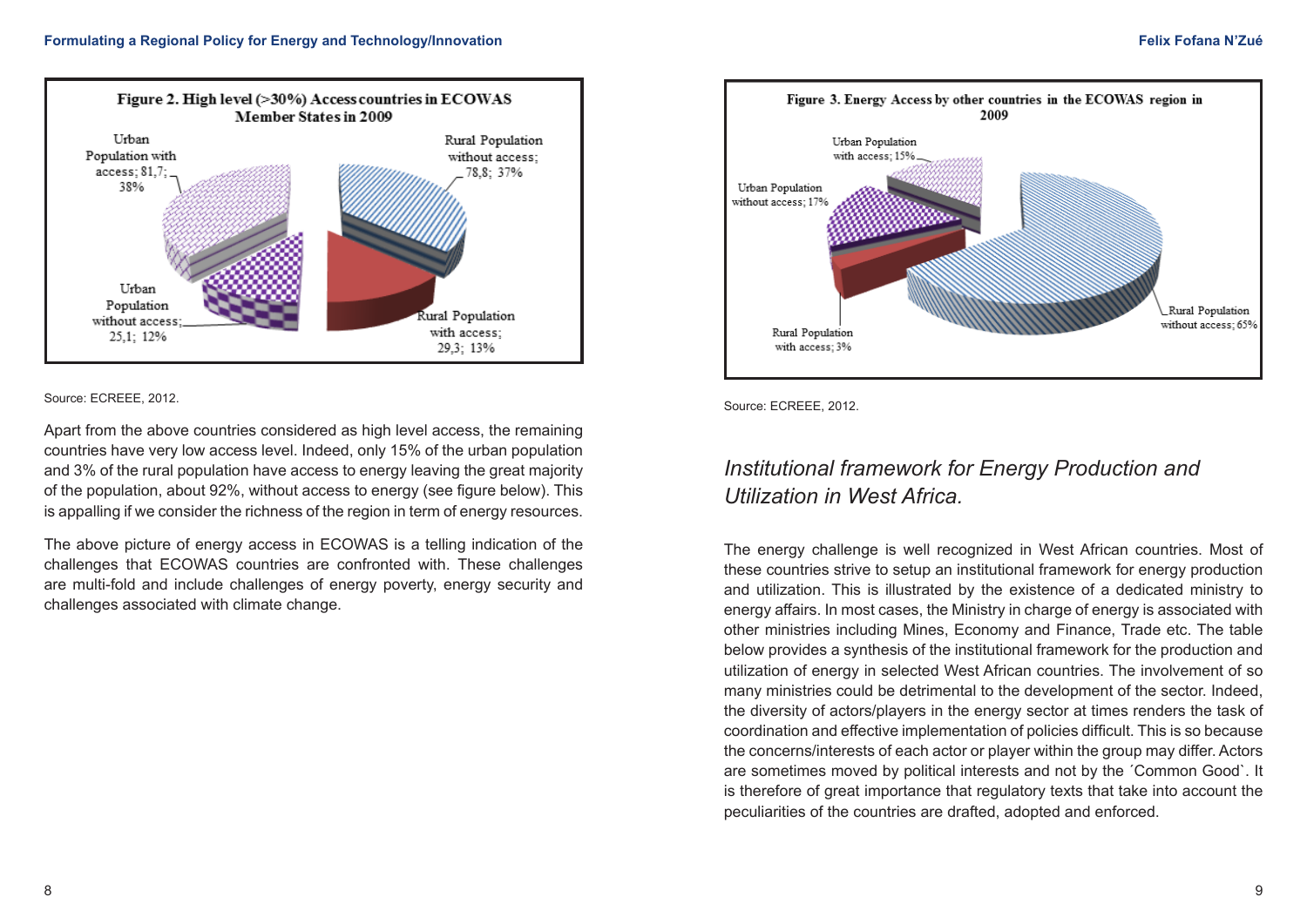**Figure 2. High level (>30%) Access countries in ECOWAS Member States in 2009**

Urban Population with access; 81,7; 38%

Rural Population without access; 78,8; 37%

Urban Population without access; 25,1; 12%

Rural Population with access; 29,3; 13%

Source: ECREEE, 2012.

Apart from the above countries considered as high level access, the remaining countries have very low access level. Indeed, only 15% of the urban population and 3% of the rural population have access to energy leaving the great majority of the population, about 92%, without access to energy (see figure below). This is appalling if we consider the richness of the region in term of energy resources.

The above picture of energy access in ECOWAS is a telling indication of the challenges that ECOWAS countries are confronted with. These challenges are multi-fold and include challenges of energy poverty, energy security and challenges associated with climate change.

**Figure 3. Energy Access by other countries in the ECOWAS region in 2009**

Urban Population with access; 15%

Urban Population without access; 17%

Rural Population with access; 3%

Rural Population without access; 65%

Source: ECREEE, 2012.

## *Institutional framework for Energy Production and Utilization in West Africa.*

The energy challenge is well recognized in West African countries. Most of these countries strive to setup an institutional framework for energy production and utilization. This is illustrated by the existence of a dedicated ministry to energy affairs. In most cases, the Ministry in charge of energy is associated with other ministries including Mines, Economy and Finance, Trade etc. The table below provides a synthesis of the institutional framework for the production and utilization of energy in selected West African countries. The involvement of so many ministries could be detrimental to the development of the sector. Indeed, the diversity of actors/players in the energy sector at times renders the task of coordination and effective implementation of policies difficult. This is so because the concerns/interests of each actor or player within the group may differ. Actors are sometimes moved by political interests and not by the ´Common Good`. It is therefore of great importance that regulatory texts that take into account the peculiarities of the countries are drafted, adopted and enforced.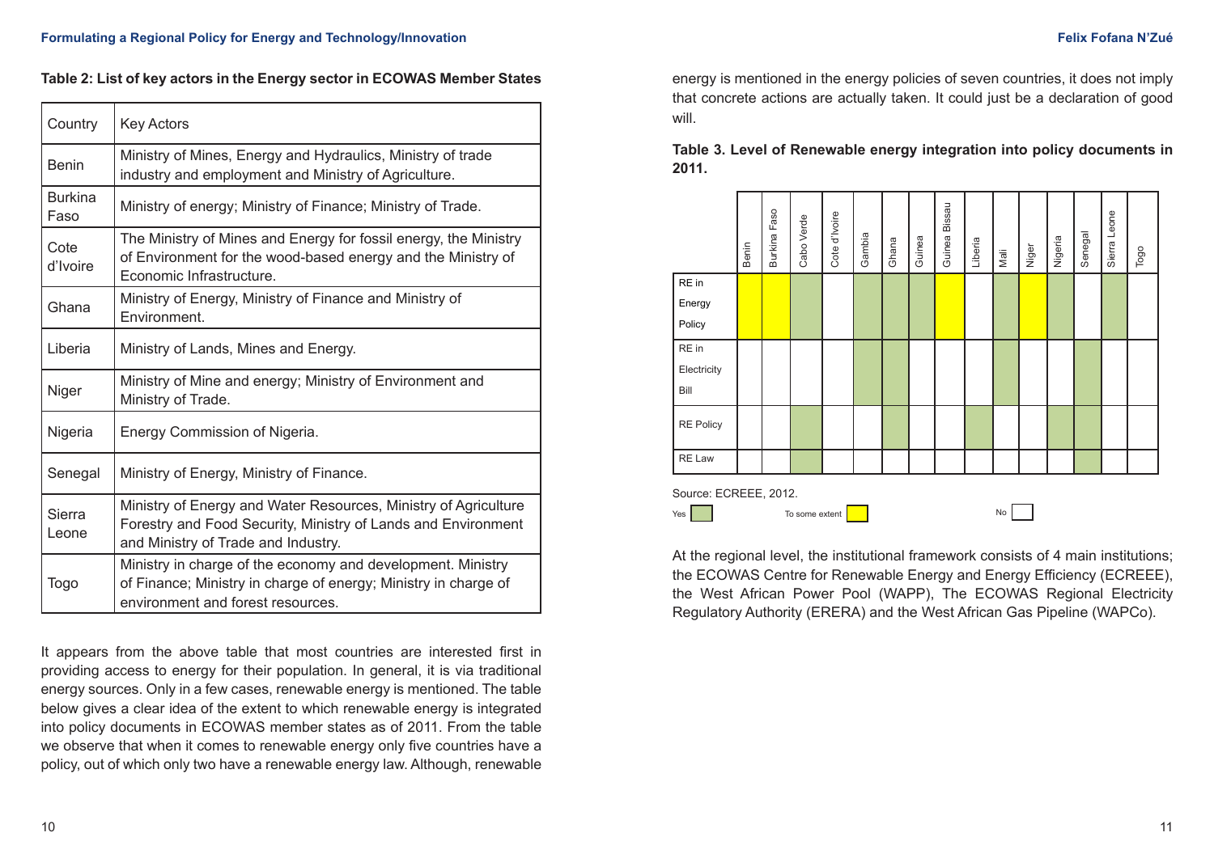**Table 2: List of key actors in the Energy sector in ECOWAS Member States**

| Country | Key Actors |
|---|---|
| Benin | Ministry of Mines, Energy and Hydraulics, Ministry of trade industry and employment and Ministry of Agriculture. |
| Burkina Faso | Ministry of energy; Ministry of Finance; Ministry of Trade. |
| Cote d'Ivoire | The Ministry of Mines and Energy for fossil energy, the Ministry of Environment for the wood-based energy and the Ministry of Economic Infrastructure. |
| Ghana | Ministry of Energy, Ministry of Finance and Ministry of Environment. |
| Liberia | Ministry of Lands, Mines and Energy. |
| Niger | Ministry of Mine and energy; Ministry of Environment and Ministry of Trade. |
| Nigeria | Energy Commission of Nigeria. |
| Senegal | Ministry of Energy, Ministry of Finance. |
| Sierra Leone | Ministry of Energy and Water Resources, Ministry of Agriculture Forestry and Food Security, Ministry of Lands and Environment and Ministry of Trade and Industry. |
| Togo | Ministry in charge of the economy and development. Ministry of Finance; Ministry in charge of energy; Ministry in charge of environment and forest resources. |

It appears from the above table that most countries are interested first in providing access to energy for their population. In general, it is via traditional energy sources. Only in a few cases, renewable energy is mentioned. The table below gives a clear idea of the extent to which renewable energy is integrated into policy documents in ECOWAS member states as of 2011. From the table we observe that when it comes to renewable energy only five countries have a policy, out of which only two have a renewable energy law. Although, renewable energy is mentioned in the energy policies of seven countries, it does not imply that concrete actions are actually taken. It could just be a declaration of good will.

**Table 3. Level of Renewable energy integration into policy documents in 2011.**

| | Benin | Burkina Faso | Cabo Verde | Cote d'Ivoire | Gambia | Ghana | Guinea | Guinea Bissau | Liberia | Mali | Niger | Nigeria | Senegal | Sierra Leone | Togo |
|---|---|---|---|---|---|---|---|---|---|---|---|---|---|---|---|
| RE in Energy Policy | To some extent | To some extent | Yes | No | Yes | Yes | Yes | To some extent | No | Yes | To some extent | Yes | No | Yes | No |
| RE in Electricity Bill | No | No | No | No | Yes | Yes | No | No | No | Yes | No | No | Yes | No | No |
| RE Policy | No | No | Yes | No | No | Yes | No | No | Yes | No | No | Yes | Yes | No | No |
| RE Law | No | No | Yes | No | No | No | No | No | No | No | No | No | Yes | No | No |

Source: ECREEE, 2012.

Yes / To some extent / No

At the regional level, the institutional framework consists of 4 main institutions; the ECOWAS Centre for Renewable Energy and Energy Efficiency (ECREEE), the West African Power Pool (WAPP), The ECOWAS Regional Electricity Regulatory Authority (ERERA) and the West African Gas Pipeline (WAPCo).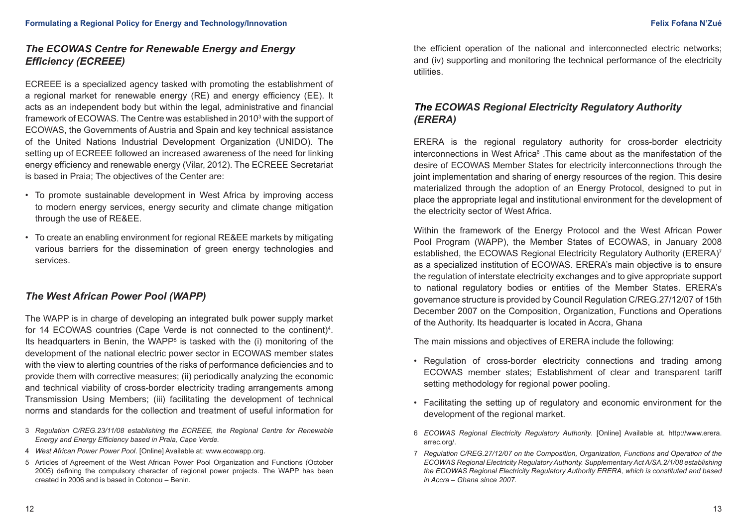### *The ECOWAS Centre for Renewable Energy and Energy Efficiency (ECREEE)*

ECREEE is a specialized agency tasked with promoting the establishment of a regional market for renewable energy (RE) and energy efficiency (EE). It acts as an independent body but within the legal, administrative and financial framework of ECOWAS. The Centre was established in 2010[3] with the support of ECOWAS, the Governments of Austria and Spain and key technical assistance of the United Nations Industrial Development Organization (UNIDO). The setting up of ECREEE followed an increased awareness of the need for linking energy efficiency and renewable energy (Vilar, 2012). The ECREEE Secretariat is based in Praia; The objectives of the Center are:

- To promote sustainable development in West Africa by improving access to modern energy services, energy security and climate change mitigation through the use of RE&EE.
- To create an enabling environment for regional RE&EE markets by mitigating various barriers for the dissemination of green energy technologies and services.

### *The West African Power Pool (WAPP)*

The WAPP is in charge of developing an integrated bulk power supply market for 14 ECOWAS countries (Cape Verde is not connected to the continent)[4]. Its headquarters in Benin, the WAPP[5] is tasked with the (i) monitoring of the development of the national electric power sector in ECOWAS member states with the view to alerting countries of the risks of performance deficiencies and to provide them with corrective measures; (ii) periodically analyzing the economic and technical viability of cross-border electricity trading arrangements among Transmission Using Members; (iii) facilitating the development of technical norms and standards for the collection and treatment of useful information for the efficient operation of the national and interconnected electric networks; and (iv) supporting and monitoring the technical performance of the electricity utilities.

### *The ECOWAS Regional Electricity Regulatory Authority (ERERA)*

ERERA is the regional regulatory authority for cross-border electricity interconnections in West Africa[6] .This came about as the manifestation of the desire of ECOWAS Member States for electricity interconnections through the joint implementation and sharing of energy resources of the region. This desire materialized through the adoption of an Energy Protocol, designed to put in place the appropriate legal and institutional environment for the development of the electricity sector of West Africa.

Within the framework of the Energy Protocol and the West African Power Pool Program (WAPP), the Member States of ECOWAS, in January 2008 established, the ECOWAS Regional Electricity Regulatory Authority (ERERA)[7] as a specialized institution of ECOWAS. ERERA's main objective is to ensure the regulation of interstate electricity exchanges and to give appropriate support to national regulatory bodies or entities of the Member States. ERERA's governance structure is provided by Council Regulation C/REG.27/12/07 of 15th December 2007 on the Composition, Organization, Functions and Operations of the Authority. Its headquarter is located in Accra, Ghana

The main missions and objectives of ERERA include the following:

- Regulation of cross-border electricity connections and trading among ECOWAS member states; Establishment of clear and transparent tariff setting methodology for regional power pooling.
- Facilitating the setting up of regulatory and economic environment for the development of the regional market.

---

3 *Regulation C/REG.23/11/08 establishing the ECREEE, the Regional Centre for Renewable Energy and Energy Efficiency based in Praia, Cape Verde.*

4 *West African Power Power Pool*. [Online] Available at: www.ecowapp.org.

5 Articles of Agreement of the West African Power Pool Organization and Functions (October 2005) defining the compulsory character of regional power projects. The WAPP has been created in 2006 and is based in Cotonou – Benin.

6 *ECOWAS Regional Electricity Regulatory Authority*. [Online] Available at. http://www.erera.arrec.org/.

7 *Regulation C/REG.27/12/07 on the Composition, Organization, Functions and Operation of the ECOWAS Regional Electricity Regulatory Authority. Supplementary Act A/SA.2/1/08 establishing the ECOWAS Regional Electricity Regulatory Authority ERERA, which is constituted and based in Accra – Ghana since 2007.*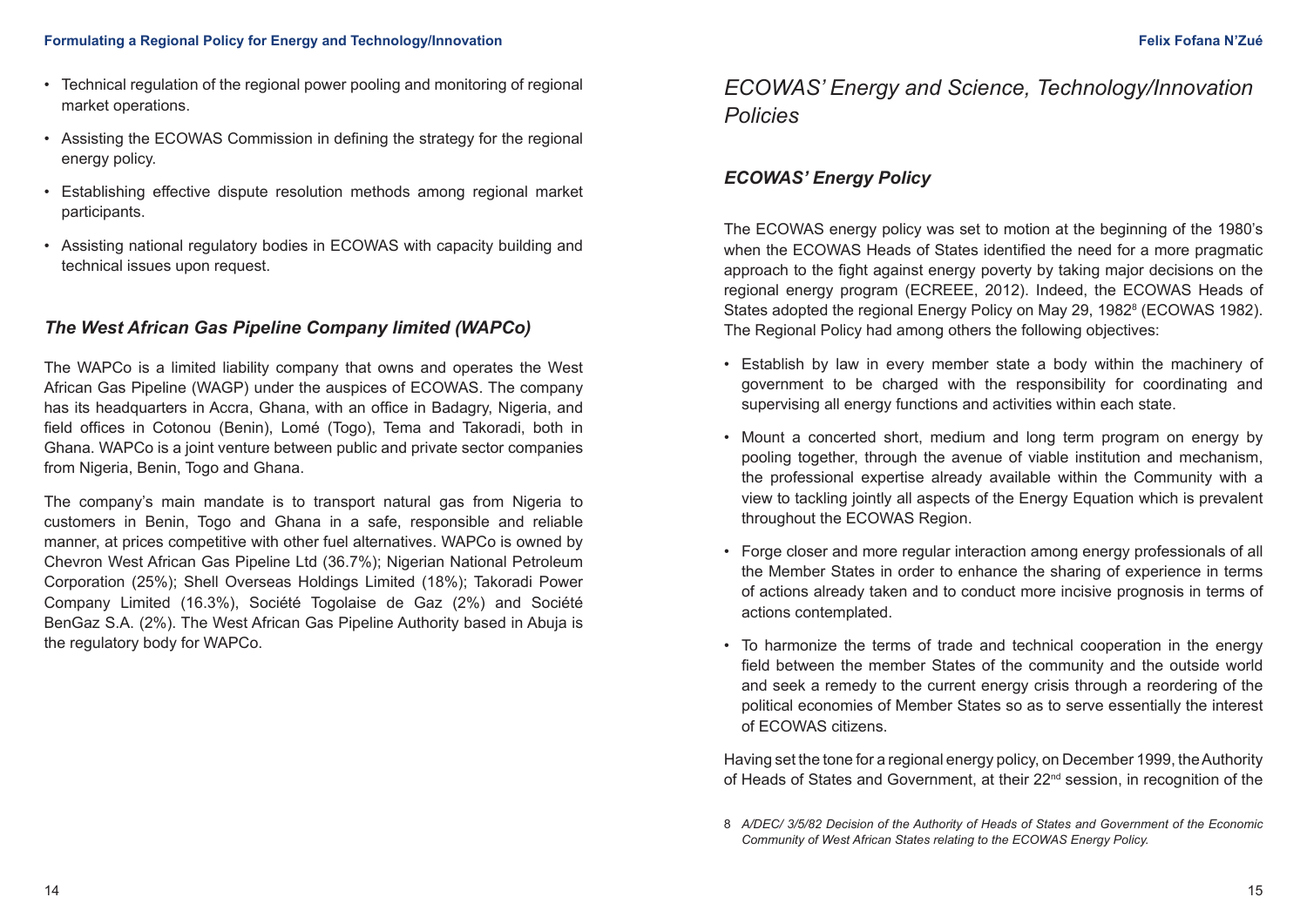- Technical regulation of the regional power pooling and monitoring of regional market operations.
- Assisting the ECOWAS Commission in defining the strategy for the regional energy policy.
- Establishing effective dispute resolution methods among regional market participants.
- Assisting national regulatory bodies in ECOWAS with capacity building and technical issues upon request.

### *The West African Gas Pipeline Company limited (WAPCo)*

The WAPCo is a limited liability company that owns and operates the West African Gas Pipeline (WAGP) under the auspices of ECOWAS. The company has its headquarters in Accra, Ghana, with an office in Badagry, Nigeria, and field offices in Cotonou (Benin), Lomé (Togo), Tema and Takoradi, both in Ghana. WAPCo is a joint venture between public and private sector companies from Nigeria, Benin, Togo and Ghana.

The company's main mandate is to transport natural gas from Nigeria to customers in Benin, Togo and Ghana in a safe, responsible and reliable manner, at prices competitive with other fuel alternatives. WAPCo is owned by Chevron West African Gas Pipeline Ltd (36.7%); Nigerian National Petroleum Corporation (25%); Shell Overseas Holdings Limited (18%); Takoradi Power Company Limited (16.3%), Société Togolaise de Gaz (2%) and Société BenGaz S.A. (2%). The West African Gas Pipeline Authority based in Abuja is the regulatory body for WAPCo.

## *ECOWAS' Energy and Science, Technology/Innovation Policies*

### *ECOWAS' Energy Policy*

The ECOWAS energy policy was set to motion at the beginning of the 1980's when the ECOWAS Heads of States identified the need for a more pragmatic approach to the fight against energy poverty by taking major decisions on the regional energy program (ECREEE, 2012). Indeed, the ECOWAS Heads of States adopted the regional Energy Policy on May 29, 1982[8] (ECOWAS 1982). The Regional Policy had among others the following objectives:

- Establish by law in every member state a body within the machinery of government to be charged with the responsibility for coordinating and supervising all energy functions and activities within each state.
- Mount a concerted short, medium and long term program on energy by pooling together, through the avenue of viable institution and mechanism, the professional expertise already available within the Community with a view to tackling jointly all aspects of the Energy Equation which is prevalent throughout the ECOWAS Region.
- Forge closer and more regular interaction among energy professionals of all the Member States in order to enhance the sharing of experience in terms of actions already taken and to conduct more incisive prognosis in terms of actions contemplated.
- To harmonize the terms of trade and technical cooperation in the energy field between the member States of the community and the outside world and seek a remedy to the current energy crisis through a reordering of the political economies of Member States so as to serve essentially the interest of ECOWAS citizens.

Having set the tone for a regional energy policy, on December 1999, the Authority of Heads of States and Government, at their 22nd session, in recognition of the

8 *A/DEC/ 3/5/82 Decision of the Authority of Heads of States and Government of the Economic Community of West African States relating to the ECOWAS Energy Policy.*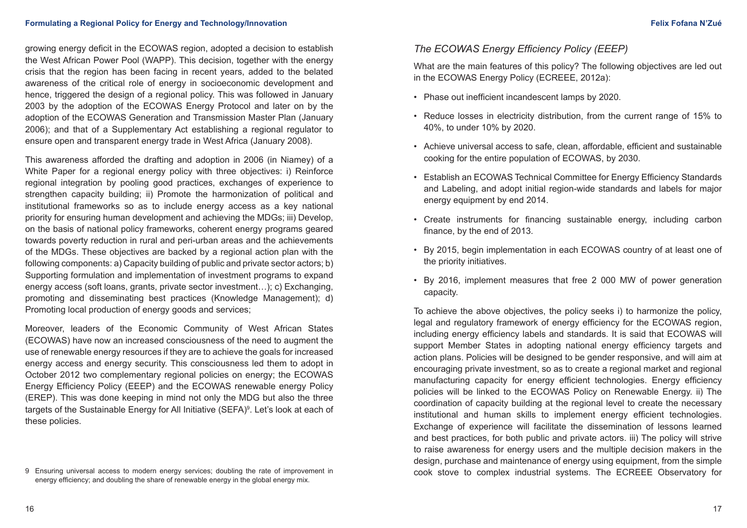growing energy deficit in the ECOWAS region, adopted a decision to establish the West African Power Pool (WAPP). This decision, together with the energy crisis that the region has been facing in recent years, added to the belated awareness of the critical role of energy in socioeconomic development and hence, triggered the design of a regional policy. This was followed in January 2003 by the adoption of the ECOWAS Energy Protocol and later on by the adoption of the ECOWAS Generation and Transmission Master Plan (January 2006); and that of a Supplementary Act establishing a regional regulator to ensure open and transparent energy trade in West Africa (January 2008).

This awareness afforded the drafting and adoption in 2006 (in Niamey) of a White Paper for a regional energy policy with three objectives: i) Reinforce regional integration by pooling good practices, exchanges of experience to strengthen capacity building; ii) Promote the harmonization of political and institutional frameworks so as to include energy access as a key national priority for ensuring human development and achieving the MDGs; iii) Develop, on the basis of national policy frameworks, coherent energy programs geared towards poverty reduction in rural and peri-urban areas and the achievements of the MDGs. These objectives are backed by a regional action plan with the following components: a) Capacity building of public and private sector actors; b) Supporting formulation and implementation of investment programs to expand energy access (soft loans, grants, private sector investment…); c) Exchanging, promoting and disseminating best practices (Knowledge Management); d) Promoting local production of energy goods and services;

Moreover, leaders of the Economic Community of West African States (ECOWAS) have now an increased consciousness of the need to augment the use of renewable energy resources if they are to achieve the goals for increased energy access and energy security. This consciousness led them to adopt in October 2012 two complementary regional policies on energy; the ECOWAS Energy Efficiency Policy (EEEP) and the ECOWAS renewable energy Policy (EREP). This was done keeping in mind not only the MDG but also the three targets of the Sustainable Energy for All Initiative (SEFA)[9]. Let's look at each of these policies.

[9] Ensuring universal access to modern energy services; doubling the rate of improvement in energy efficiency; and doubling the share of renewable energy in the global energy mix.

### *The ECOWAS Energy Efficiency Policy (EEEP)*

What are the main features of this policy? The following objectives are led out in the ECOWAS Energy Policy (ECREEE, 2012a):

- Phase out inefficient incandescent lamps by 2020.
- Reduce losses in electricity distribution, from the current range of 15% to 40%, to under 10% by 2020.
- Achieve universal access to safe, clean, affordable, efficient and sustainable cooking for the entire population of ECOWAS, by 2030.
- Establish an ECOWAS Technical Committee for Energy Efficiency Standards and Labeling, and adopt initial region-wide standards and labels for major energy equipment by end 2014.
- Create instruments for financing sustainable energy, including carbon finance, by the end of 2013.
- By 2015, begin implementation in each ECOWAS country of at least one of the priority initiatives.
- By 2016, implement measures that free 2 000 MW of power generation capacity.

To achieve the above objectives, the policy seeks i) to harmonize the policy, legal and regulatory framework of energy efficiency for the ECOWAS region, including energy efficiency labels and standards. It is said that ECOWAS will support Member States in adopting national energy efficiency targets and action plans. Policies will be designed to be gender responsive, and will aim at encouraging private investment, so as to create a regional market and regional manufacturing capacity for energy efficient technologies. Energy efficiency policies will be linked to the ECOWAS Policy on Renewable Energy. ii) The coordination of capacity building at the regional level to create the necessary institutional and human skills to implement energy efficient technologies. Exchange of experience will facilitate the dissemination of lessons learned and best practices, for both public and private actors. iii) The policy will strive to raise awareness for energy users and the multiple decision makers in the design, purchase and maintenance of energy using equipment, from the simple cook stove to complex industrial systems. The ECREEE Observatory for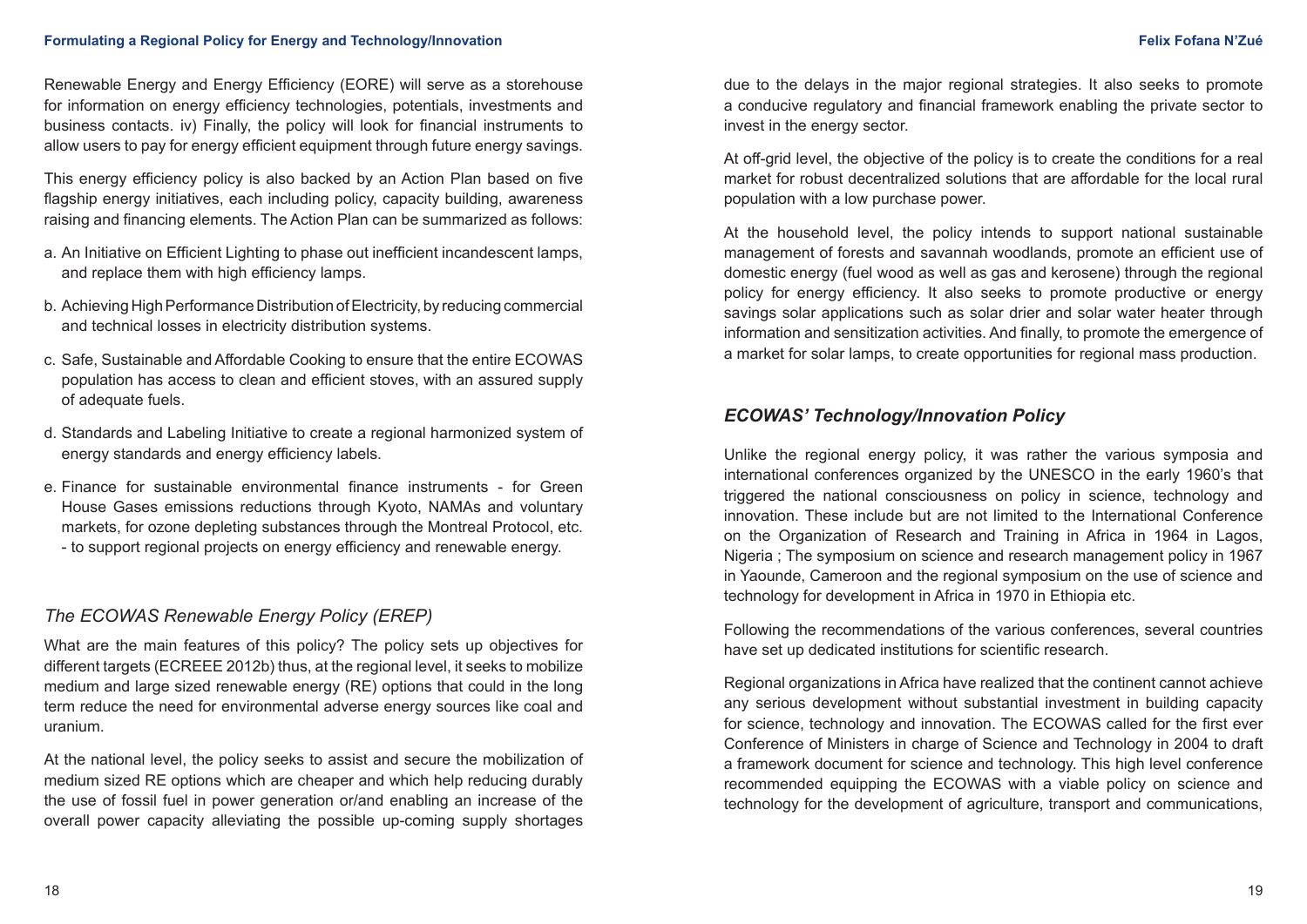Renewable Energy and Energy Efficiency (EORE) will serve as a storehouse for information on energy efficiency technologies, potentials, investments and business contacts. iv) Finally, the policy will look for financial instruments to allow users to pay for energy efficient equipment through future energy savings.

This energy efficiency policy is also backed by an Action Plan based on five flagship energy initiatives, each including policy, capacity building, awareness raising and financing elements. The Action Plan can be summarized as follows:

a. An Initiative on Efficient Lighting to phase out inefficient incandescent lamps, and replace them with high efficiency lamps.

b. Achieving High Performance Distribution of Electricity, by reducing commercial and technical losses in electricity distribution systems.

c. Safe, Sustainable and Affordable Cooking to ensure that the entire ECOWAS population has access to clean and efficient stoves, with an assured supply of adequate fuels.

d. Standards and Labeling Initiative to create a regional harmonized system of energy standards and energy efficiency labels.

e. Finance for sustainable environmental finance instruments - for Green House Gases emissions reductions through Kyoto, NAMAs and voluntary markets, for ozone depleting substances through the Montreal Protocol, etc. - to support regional projects on energy efficiency and renewable energy.

### *The ECOWAS Renewable Energy Policy (EREP)*

What are the main features of this policy? The policy sets up objectives for different targets (ECREEE 2012b) thus, at the regional level, it seeks to mobilize medium and large sized renewable energy (RE) options that could in the long term reduce the need for environmental adverse energy sources like coal and uranium.

At the national level, the policy seeks to assist and secure the mobilization of medium sized RE options which are cheaper and which help reducing durably the use of fossil fuel in power generation or/and enabling an increase of the overall power capacity alleviating the possible up-coming supply shortages due to the delays in the major regional strategies. It also seeks to promote a conducive regulatory and financial framework enabling the private sector to invest in the energy sector.

At off-grid level, the objective of the policy is to create the conditions for a real market for robust decentralized solutions that are affordable for the local rural population with a low purchase power.

At the household level, the policy intends to support national sustainable management of forests and savannah woodlands, promote an efficient use of domestic energy (fuel wood as well as gas and kerosene) through the regional policy for energy efficiency. It also seeks to promote productive or energy savings solar applications such as solar drier and solar water heater through information and sensitization activities. And finally, to promote the emergence of a market for solar lamps, to create opportunities for regional mass production.

### *ECOWAS' Technology/Innovation Policy*

Unlike the regional energy policy, it was rather the various symposia and international conferences organized by the UNESCO in the early 1960's that triggered the national consciousness on policy in science, technology and innovation. These include but are not limited to the International Conference on the Organization of Research and Training in Africa in 1964 in Lagos, Nigeria ; The symposium on science and research management policy in 1967 in Yaounde, Cameroon and the regional symposium on the use of science and technology for development in Africa in 1970 in Ethiopia etc.

Following the recommendations of the various conferences, several countries have set up dedicated institutions for scientific research.

Regional organizations in Africa have realized that the continent cannot achieve any serious development without substantial investment in building capacity for science, technology and innovation. The ECOWAS called for the first ever Conference of Ministers in charge of Science and Technology in 2004 to draft a framework document for science and technology. This high level conference recommended equipping the ECOWAS with a viable policy on science and technology for the development of agriculture, transport and communications,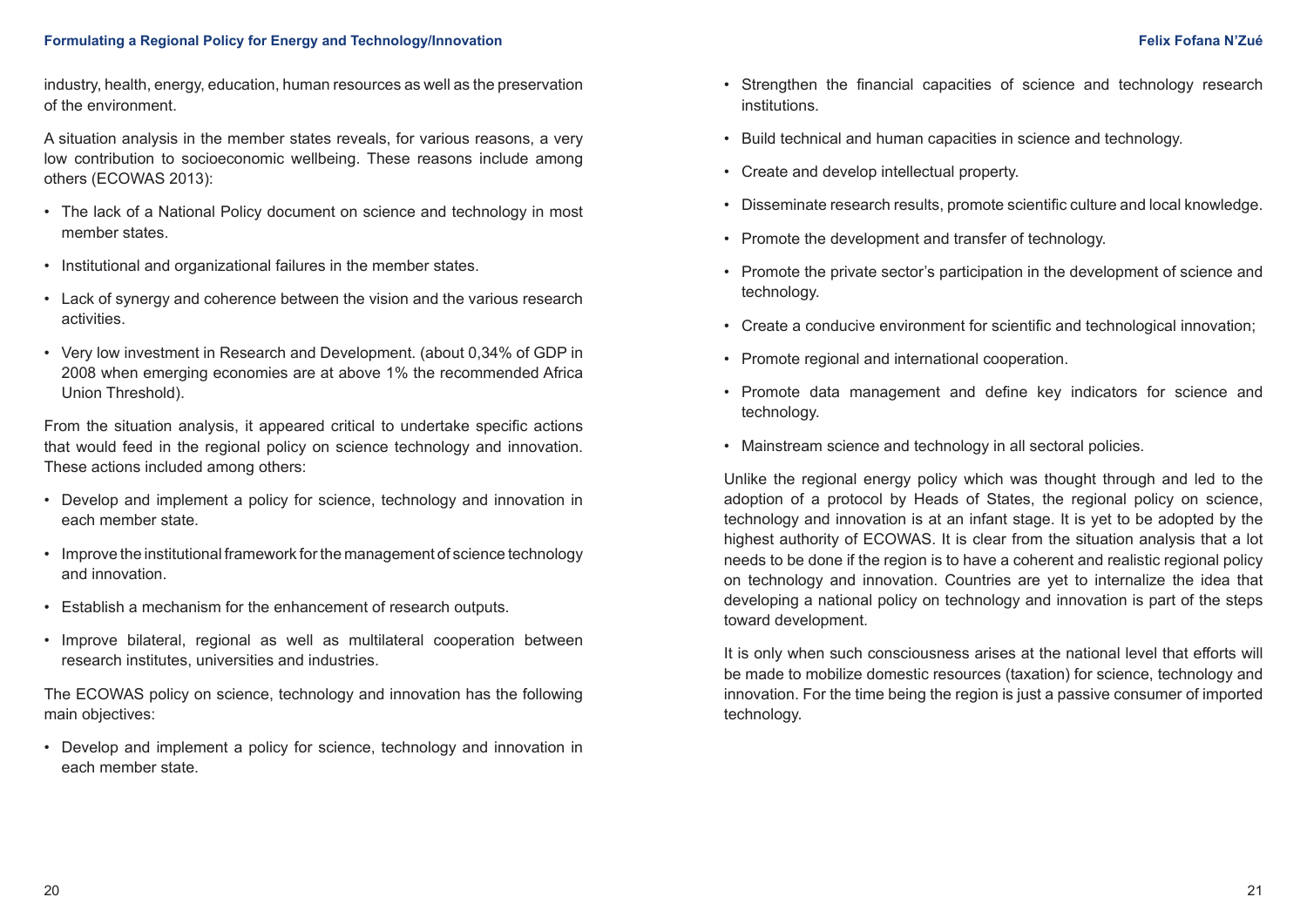industry, health, energy, education, human resources as well as the preservation of the environment.

A situation analysis in the member states reveals, for various reasons, a very low contribution to socioeconomic wellbeing. These reasons include among others (ECOWAS 2013):

- The lack of a National Policy document on science and technology in most member states.
- Institutional and organizational failures in the member states.
- Lack of synergy and coherence between the vision and the various research activities.
- Very low investment in Research and Development. (about 0,34% of GDP in 2008 when emerging economies are at above 1% the recommended Africa Union Threshold).

From the situation analysis, it appeared critical to undertake specific actions that would feed in the regional policy on science technology and innovation. These actions included among others:

- Develop and implement a policy for science, technology and innovation in each member state.
- Improve the institutional framework for the management of science technology and innovation.
- Establish a mechanism for the enhancement of research outputs.
- Improve bilateral, regional as well as multilateral cooperation between research institutes, universities and industries.

The ECOWAS policy on science, technology and innovation has the following main objectives:

- Develop and implement a policy for science, technology and innovation in each member state.
- Strengthen the financial capacities of science and technology research institutions.
- Build technical and human capacities in science and technology.
- Create and develop intellectual property.
- Disseminate research results, promote scientific culture and local knowledge.
- Promote the development and transfer of technology.
- Promote the private sector's participation in the development of science and technology.
- Create a conducive environment for scientific and technological innovation;
- Promote regional and international cooperation.
- Promote data management and define key indicators for science and technology.
- Mainstream science and technology in all sectoral policies.

Unlike the regional energy policy which was thought through and led to the adoption of a protocol by Heads of States, the regional policy on science, technology and innovation is at an infant stage. It is yet to be adopted by the highest authority of ECOWAS. It is clear from the situation analysis that a lot needs to be done if the region is to have a coherent and realistic regional policy on technology and innovation. Countries are yet to internalize the idea that developing a national policy on technology and innovation is part of the steps toward development.

It is only when such consciousness arises at the national level that efforts will be made to mobilize domestic resources (taxation) for science, technology and innovation. For the time being the region is just a passive consumer of imported technology.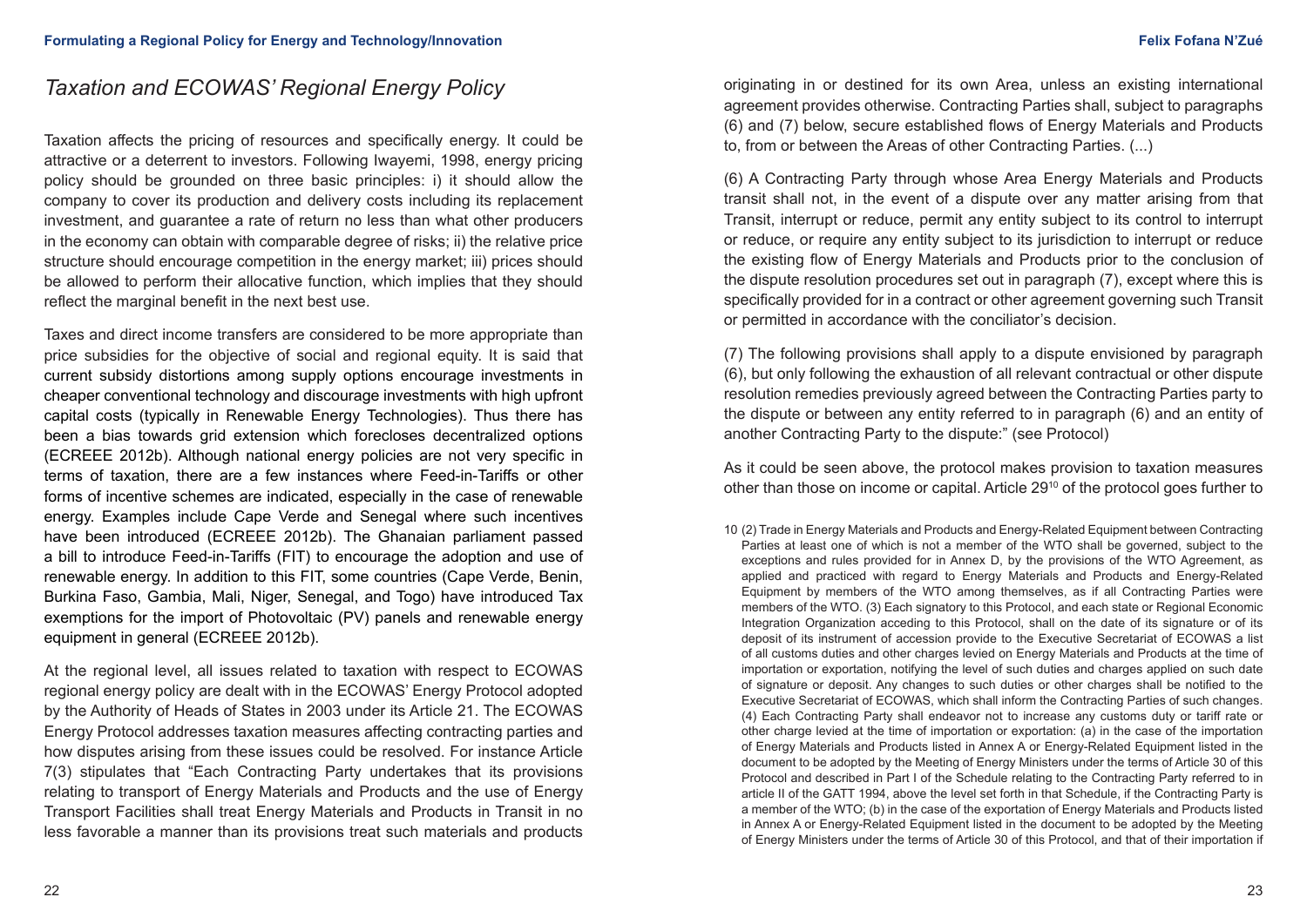## *Taxation and ECOWAS' Regional Energy Policy*

Taxation affects the pricing of resources and specifically energy. It could be attractive or a deterrent to investors. Following Iwayemi, 1998, energy pricing policy should be grounded on three basic principles: i) it should allow the company to cover its production and delivery costs including its replacement investment, and guarantee a rate of return no less than what other producers in the economy can obtain with comparable degree of risks; ii) the relative price structure should encourage competition in the energy market; iii) prices should be allowed to perform their allocative function, which implies that they should reflect the marginal benefit in the next best use.

Taxes and direct income transfers are considered to be more appropriate than price subsidies for the objective of social and regional equity. It is said that current subsidy distortions among supply options encourage investments in cheaper conventional technology and discourage investments with high upfront capital costs (typically in Renewable Energy Technologies). Thus there has been a bias towards grid extension which forecloses decentralized options (ECREEE 2012b). Although national energy policies are not very specific in terms of taxation, there are a few instances where Feed-in-Tariffs or other forms of incentive schemes are indicated, especially in the case of renewable energy. Examples include Cape Verde and Senegal where such incentives have been introduced (ECREEE 2012b). The Ghanaian parliament passed a bill to introduce Feed-in-Tariffs (FIT) to encourage the adoption and use of renewable energy. In addition to this FIT, some countries (Cape Verde, Benin, Burkina Faso, Gambia, Mali, Niger, Senegal, and Togo) have introduced Tax exemptions for the import of Photovoltaic (PV) panels and renewable energy equipment in general (ECREEE 2012b).

At the regional level, all issues related to taxation with respect to ECOWAS regional energy policy are dealt with in the ECOWAS' Energy Protocol adopted by the Authority of Heads of States in 2003 under its Article 21. The ECOWAS Energy Protocol addresses taxation measures affecting contracting parties and how disputes arising from these issues could be resolved. For instance Article 7(3) stipulates that "Each Contracting Party undertakes that its provisions relating to transport of Energy Materials and Products and the use of Energy Transport Facilities shall treat Energy Materials and Products in Transit in no less favorable a manner than its provisions treat such materials and products originating in or destined for its own Area, unless an existing international agreement provides otherwise. Contracting Parties shall, subject to paragraphs (6) and (7) below, secure established flows of Energy Materials and Products to, from or between the Areas of other Contracting Parties. (...)

(6) A Contracting Party through whose Area Energy Materials and Products transit shall not, in the event of a dispute over any matter arising from that Transit, interrupt or reduce, permit any entity subject to its control to interrupt or reduce, or require any entity subject to its jurisdiction to interrupt or reduce the existing flow of Energy Materials and Products prior to the conclusion of the dispute resolution procedures set out in paragraph (7), except where this is specifically provided for in a contract or other agreement governing such Transit or permitted in accordance with the conciliator's decision.

(7) The following provisions shall apply to a dispute envisioned by paragraph (6), but only following the exhaustion of all relevant contractual or other dispute resolution remedies previously agreed between the Contracting Parties party to the dispute or between any entity referred to in paragraph (6) and an entity of another Contracting Party to the dispute:" (see Protocol)

As it could be seen above, the protocol makes provision to taxation measures other than those on income or capital. Article 29[10] of the protocol goes further to

[10] (2) Trade in Energy Materials and Products and Energy-Related Equipment between Contracting Parties at least one of which is not a member of the WTO shall be governed, subject to the exceptions and rules provided for in Annex D, by the provisions of the WTO Agreement, as applied and practiced with regard to Energy Materials and Products and Energy-Related Equipment by members of the WTO among themselves, as if all Contracting Parties were members of the WTO. (3) Each signatory to this Protocol, and each state or Regional Economic Integration Organization acceding to this Protocol, shall on the date of its signature or of its deposit of its instrument of accession provide to the Executive Secretariat of ECOWAS a list of all customs duties and other charges levied on Energy Materials and Products at the time of importation or exportation, notifying the level of such duties and charges applied on such date of signature or deposit. Any changes to such duties or other charges shall be notified to the Executive Secretariat of ECOWAS, which shall inform the Contracting Parties of such changes. (4) Each Contracting Party shall endeavor not to increase any customs duty or tariff rate or other charge levied at the time of importation or exportation: (a) in the case of the importation of Energy Materials and Products listed in Annex A or Energy-Related Equipment listed in the document to be adopted by the Meeting of Energy Ministers under the terms of Article 30 of this Protocol and described in Part I of the Schedule relating to the Contracting Party referred to in article II of the GATT 1994, above the level set forth in that Schedule, if the Contracting Party is a member of the WTO; (b) in the case of the exportation of Energy Materials and Products listed in Annex A or Energy-Related Equipment listed in the document to be adopted by the Meeting of Energy Ministers under the terms of Article 30 of this Protocol, and that of their importation if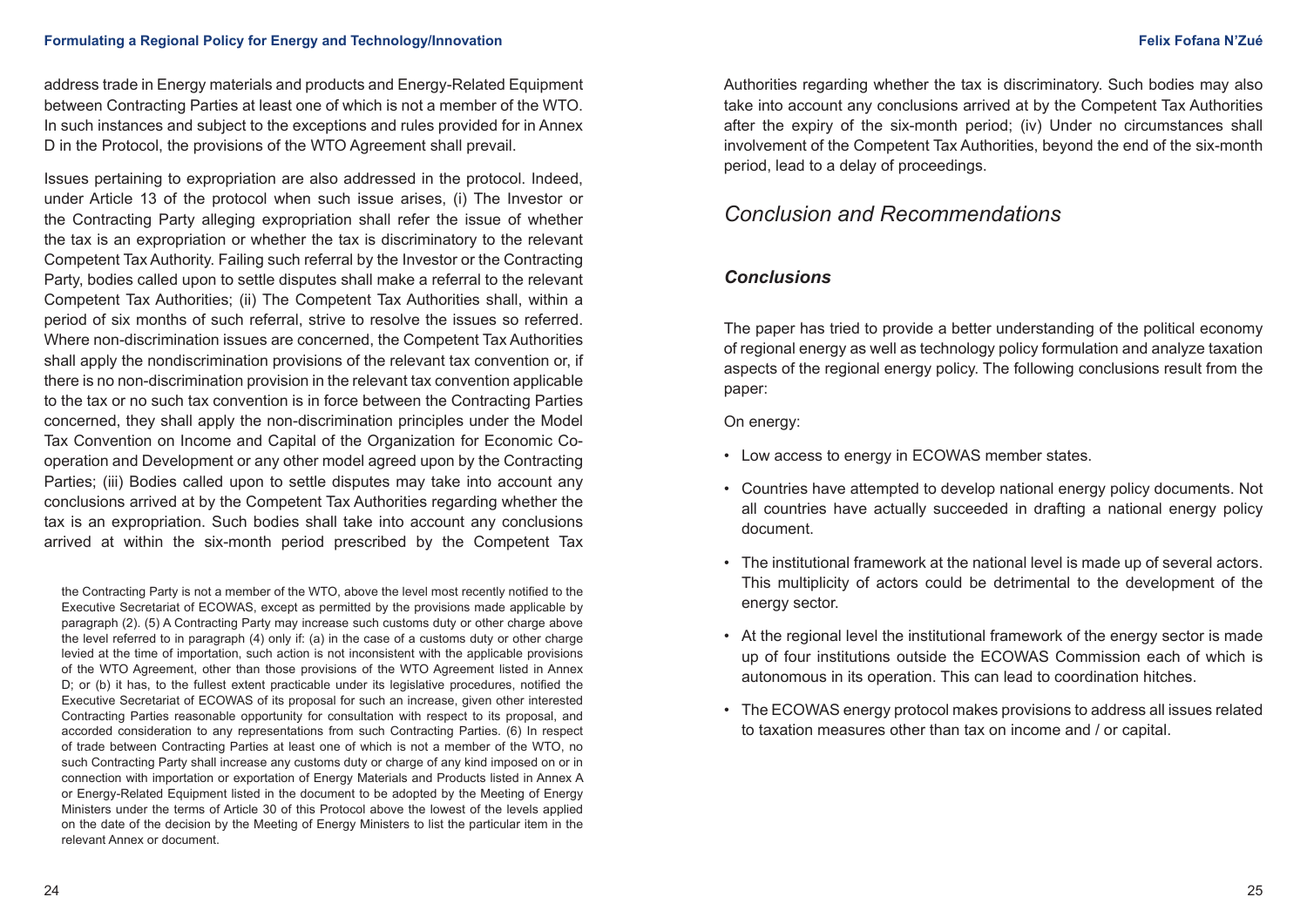address trade in Energy materials and products and Energy-Related Equipment between Contracting Parties at least one of which is not a member of the WTO. In such instances and subject to the exceptions and rules provided for in Annex D in the Protocol, the provisions of the WTO Agreement shall prevail.

Issues pertaining to expropriation are also addressed in the protocol. Indeed, under Article 13 of the protocol when such issue arises, (i) The Investor or the Contracting Party alleging expropriation shall refer the issue of whether the tax is an expropriation or whether the tax is discriminatory to the relevant Competent Tax Authority. Failing such referral by the Investor or the Contracting Party, bodies called upon to settle disputes shall make a referral to the relevant Competent Tax Authorities; (ii) The Competent Tax Authorities shall, within a period of six months of such referral, strive to resolve the issues so referred. Where non-discrimination issues are concerned, the Competent Tax Authorities shall apply the nondiscrimination provisions of the relevant tax convention or, if there is no non-discrimination provision in the relevant tax convention applicable to the tax or no such tax convention is in force between the Contracting Parties concerned, they shall apply the non-discrimination principles under the Model Tax Convention on Income and Capital of the Organization for Economic Co-operation and Development or any other model agreed upon by the Contracting Parties; (iii) Bodies called upon to settle disputes may take into account any conclusions arrived at by the Competent Tax Authorities regarding whether the tax is an expropriation. Such bodies shall take into account any conclusions arrived at within the six-month period prescribed by the Competent Tax Authorities regarding whether the tax is discriminatory. Such bodies may also take into account any conclusions arrived at by the Competent Tax Authorities after the expiry of the six-month period; (iv) Under no circumstances shall involvement of the Competent Tax Authorities, beyond the end of the six-month period, lead to a delay of proceedings.

the Contracting Party is not a member of the WTO, above the level most recently notified to the Executive Secretariat of ECOWAS, except as permitted by the provisions made applicable by paragraph (2). (5) A Contracting Party may increase such customs duty or other charge above the level referred to in paragraph (4) only if: (a) in the case of a customs duty or other charge levied at the time of importation, such action is not inconsistent with the applicable provisions of the WTO Agreement, other than those provisions of the WTO Agreement listed in Annex D; or (b) it has, to the fullest extent practicable under its legislative procedures, notified the Executive Secretariat of ECOWAS of its proposal for such an increase, given other interested Contracting Parties reasonable opportunity for consultation with respect to its proposal, and accorded consideration to any representations from such Contracting Parties. (6) In respect of trade between Contracting Parties at least one of which is not a member of the WTO, no such Contracting Party shall increase any customs duty or charge of any kind imposed on or in connection with importation or exportation of Energy Materials and Products listed in Annex A or Energy-Related Equipment listed in the document to be adopted by the Meeting of Energy Ministers under the terms of Article 30 of this Protocol above the lowest of the levels applied on the date of the decision by the Meeting of Energy Ministers to list the particular item in the relevant Annex or document.

## *Conclusion and Recommendations*

### ***Conclusions***

The paper has tried to provide a better understanding of the political economy of regional energy as well as technology policy formulation and analyze taxation aspects of the regional energy policy. The following conclusions result from the paper:

On energy:

- Low access to energy in ECOWAS member states.
- Countries have attempted to develop national energy policy documents. Not all countries have actually succeeded in drafting a national energy policy document.
- The institutional framework at the national level is made up of several actors. This multiplicity of actors could be detrimental to the development of the energy sector.
- At the regional level the institutional framework of the energy sector is made up of four institutions outside the ECOWAS Commission each of which is autonomous in its operation. This can lead to coordination hitches.
- The ECOWAS energy protocol makes provisions to address all issues related to taxation measures other than tax on income and / or capital.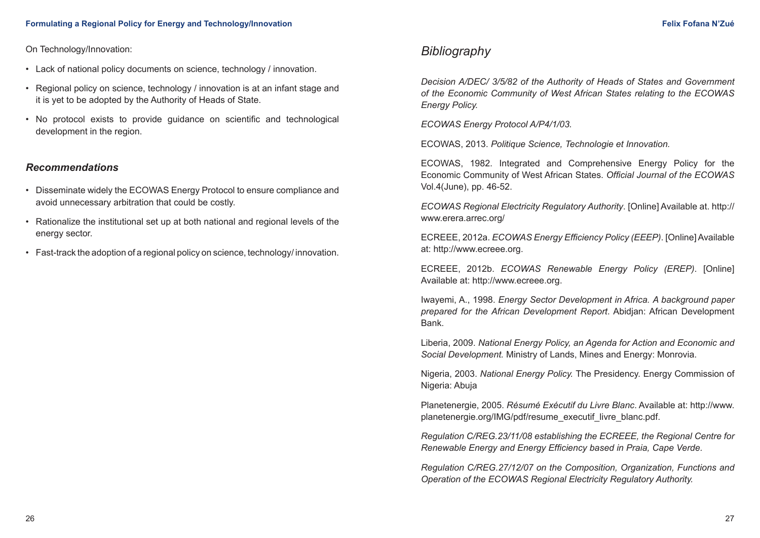On Technology/Innovation:

- Lack of national policy documents on science, technology / innovation.
- Regional policy on science, technology / innovation is at an infant stage and it is yet to be adopted by the Authority of Heads of State.
- No protocol exists to provide guidance on scientific and technological development in the region.

### *Recommendations*

- Disseminate widely the ECOWAS Energy Protocol to ensure compliance and avoid unnecessary arbitration that could be costly.
- Rationalize the institutional set up at both national and regional levels of the energy sector.
- Fast-track the adoption of a regional policy on science, technology/ innovation.

## *Bibliography*

*Decision A/DEC/ 3/5/82 of the Authority of Heads of States and Government of the Economic Community of West African States relating to the ECOWAS Energy Policy.*

*ECOWAS Energy Protocol A/P4/1/03.*

ECOWAS, 2013. *Politique Science, Technologie et Innovation.*

ECOWAS, 1982. Integrated and Comprehensive Energy Policy for the Economic Community of West African States. *Official Journal of the ECOWAS* Vol.4(June), pp. 46-52.

*ECOWAS Regional Electricity Regulatory Authority*. [Online] Available at. http://www.erera.arrec.org/

ECREEE, 2012a. *ECOWAS Energy Efficiency Policy (EEEP)*. [Online] Available at: http://www.ecreee.org.

ECREEE, 2012b. *ECOWAS Renewable Energy Policy (EREP)*. [Online] Available at: http://www.ecreee.org.

Iwayemi, A., 1998. *Energy Sector Development in Africa. A background paper prepared for the African Development Report*. Abidjan: African Development Bank.

Liberia, 2009. *National Energy Policy, an Agenda for Action and Economic and Social Development.* Ministry of Lands, Mines and Energy: Monrovia.

Nigeria, 2003. *National Energy Policy.* The Presidency. Energy Commission of Nigeria: Abuja

Planetenergie, 2005. *Résumé Exécutif du Livre Blanc*. Available at: http://www.planetenergie.org/IMG/pdf/resume_executif_livre_blanc.pdf.

*Regulation C/REG.23/11/08 establishing the ECREEE, the Regional Centre for Renewable Energy and Energy Efficiency based in Praia, Cape Verde.*

*Regulation C/REG.27/12/07 on the Composition, Organization, Functions and Operation of the ECOWAS Regional Electricity Regulatory Authority.*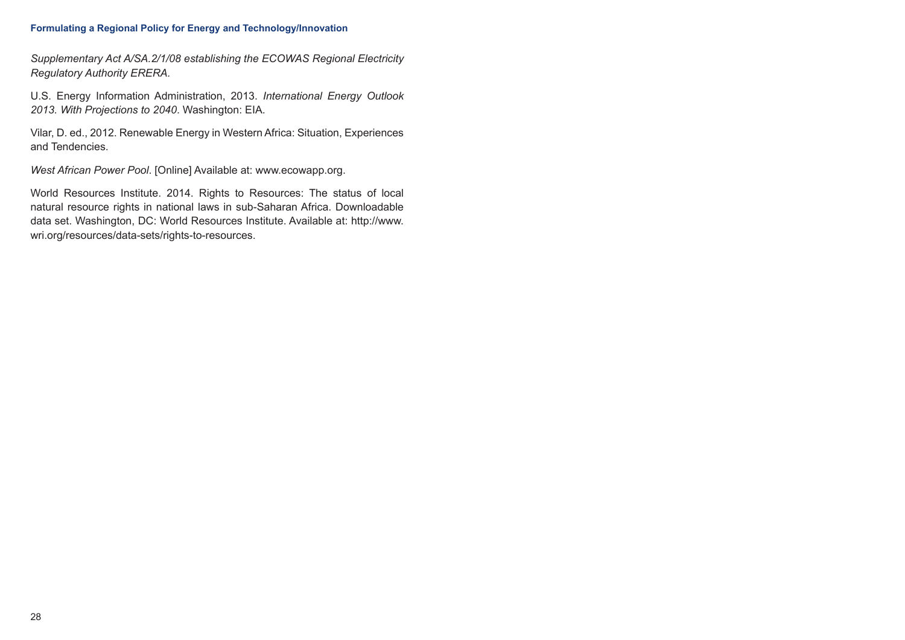*Supplementary Act A/SA.2/1/08 establishing the ECOWAS Regional Electricity Regulatory Authority ERERA.*

U.S. Energy Information Administration, 2013. *International Energy Outlook 2013. With Projections to 2040*. Washington: EIA.

Vilar, D. ed., 2012. Renewable Energy in Western Africa: Situation, Experiences and Tendencies.

*West African Power Pool*. [Online] Available at: www.ecowapp.org.

World Resources Institute. 2014. Rights to Resources: The status of local natural resource rights in national laws in sub-Saharan Africa. Downloadable data set. Washington, DC: World Resources Institute. Available at: http://www.wri.org/resources/data-sets/rights-to-resources.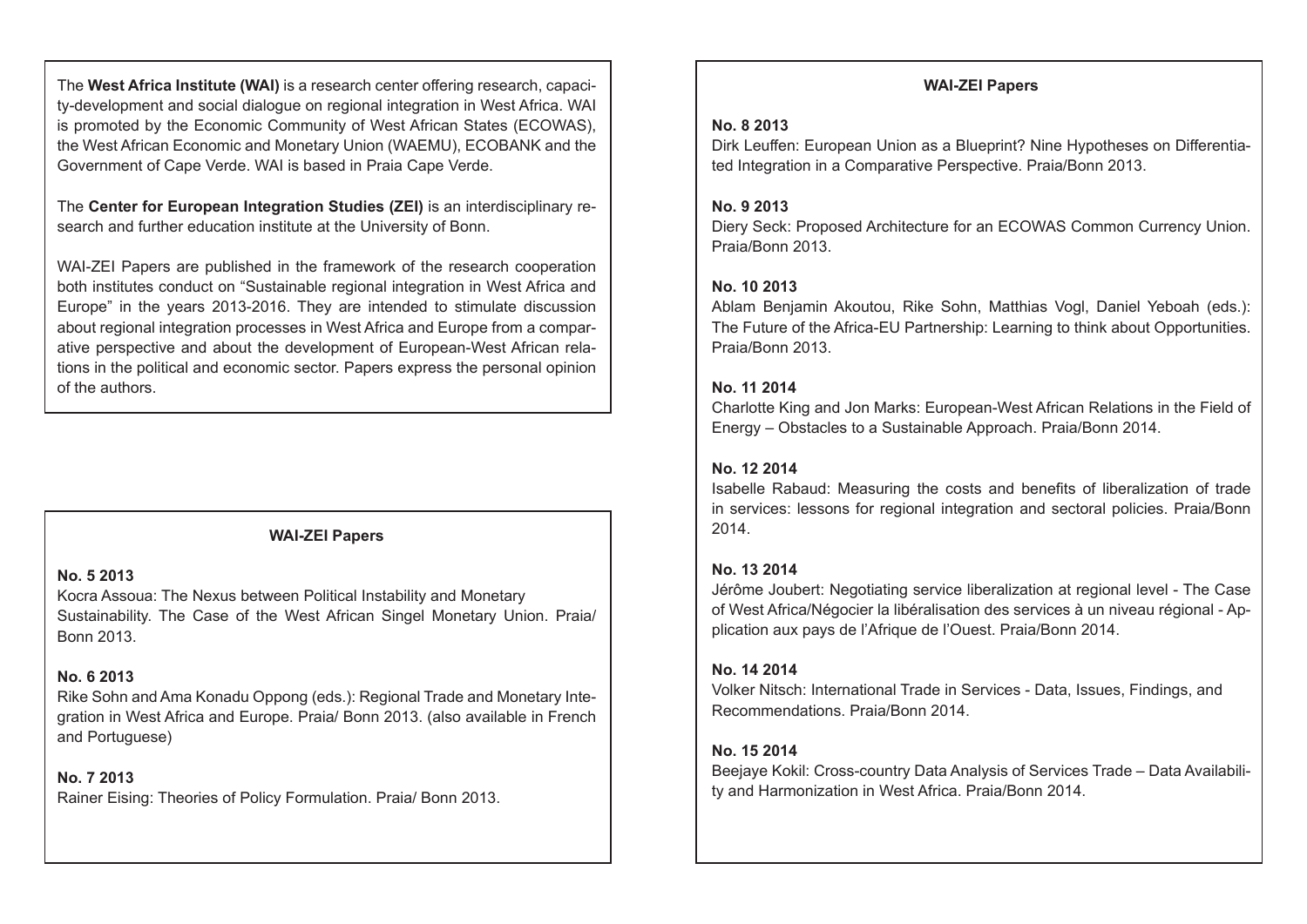The **West Africa Institute (WAI)** is a research center offering research, capacity-development and social dialogue on regional integration in West Africa. WAI is promoted by the Economic Community of West African States (ECOWAS), the West African Economic and Monetary Union (WAEMU), ECOBANK and the Government of Cape Verde. WAI is based in Praia Cape Verde.

The **Center for European Integration Studies (ZEI)** is an interdisciplinary research and further education institute at the University of Bonn.

WAI-ZEI Papers are published in the framework of the research cooperation both institutes conduct on "Sustainable regional integration in West Africa and Europe" in the years 2013-2016. They are intended to stimulate discussion about regional integration processes in West Africa and Europe from a comparative perspective and about the development of European-West African relations in the political and economic sector. Papers express the personal opinion of the authors.

### WAI-ZEI Papers

**No. 5 2013**
Kocra Assoua: The Nexus between Political Instability and Monetary Sustainability. The Case of the West African Singel Monetary Union. Praia/Bonn 2013.

**No. 6 2013**
Rike Sohn and Ama Konadu Oppong (eds.): Regional Trade and Monetary Integration in West Africa and Europe. Praia/ Bonn 2013. (also available in French and Portuguese)

**No. 7 2013**
Rainer Eising: Theories of Policy Formulation. Praia/ Bonn 2013.

**No. 8 2013**
Dirk Leuffen: European Union as a Blueprint? Nine Hypotheses on Differentiated Integration in a Comparative Perspective. Praia/Bonn 2013.

**No. 9 2013**
Diery Seck: Proposed Architecture for an ECOWAS Common Currency Union. Praia/Bonn 2013.

**No. 10 2013**
Ablam Benjamin Akoutou, Rike Sohn, Matthias Vogl, Daniel Yeboah (eds.): The Future of the Africa-EU Partnership: Learning to think about Opportunities. Praia/Bonn 2013.

**No. 11 2014**
Charlotte King and Jon Marks: European-West African Relations in the Field of Energy – Obstacles to a Sustainable Approach. Praia/Bonn 2014.

**No. 12 2014**
Isabelle Rabaud: Measuring the costs and benefits of liberalization of trade in services: lessons for regional integration and sectoral policies. Praia/Bonn 2014.

**No. 13 2014**
Jérôme Joubert: Negotiating service liberalization at regional level - The Case of West Africa/Négocier la libéralisation des services à un niveau régional - Application aux pays de l'Afrique de l'Ouest. Praia/Bonn 2014.

**No. 14 2014**
Volker Nitsch: International Trade in Services - Data, Issues, Findings, and Recommendations. Praia/Bonn 2014.

**No. 15 2014**
Beejaye Kokil: Cross-country Data Analysis of Services Trade – Data Availability and Harmonization in West Africa. Praia/Bonn 2014.